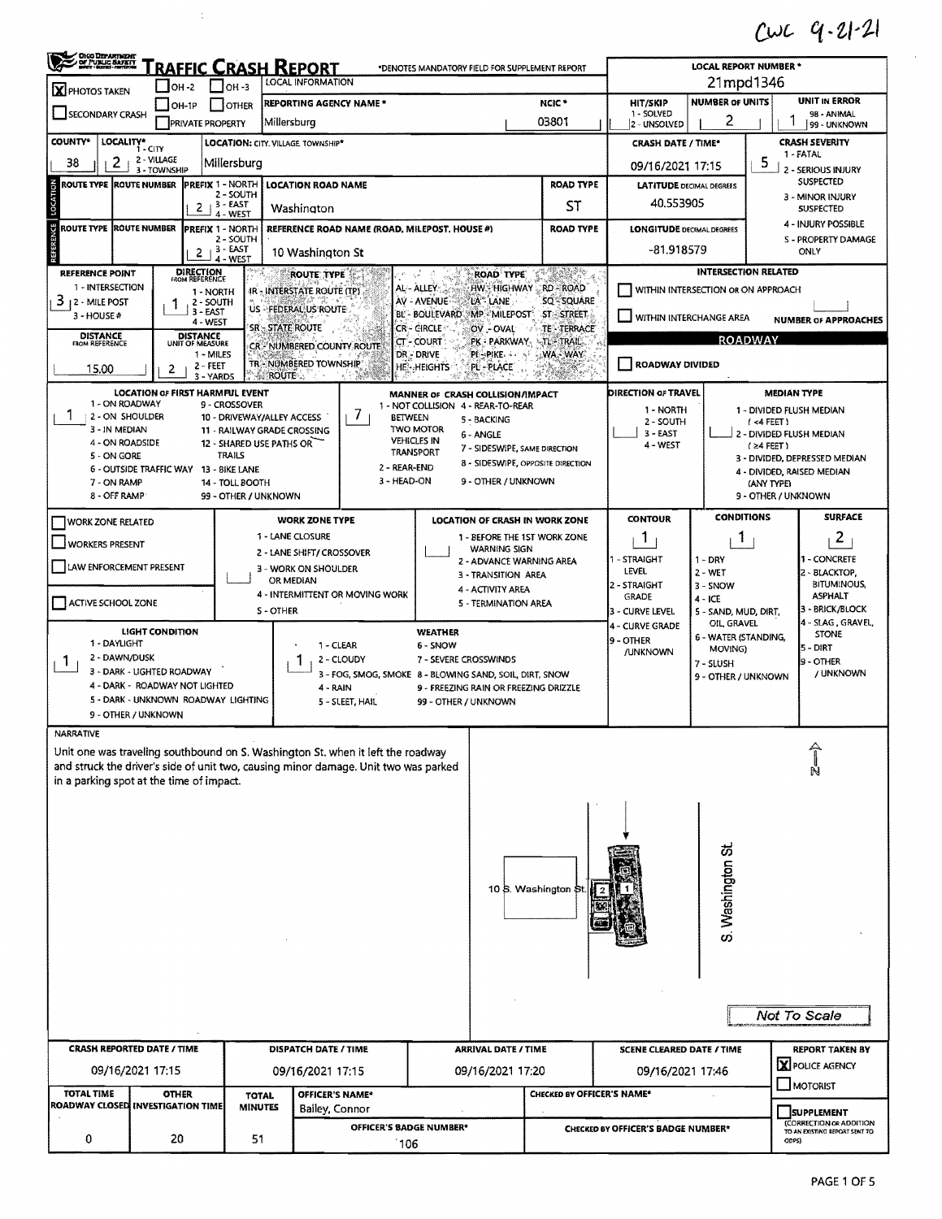CWC 9-21-21

# Traffic Crash Report

*DENOTES MANDATORY FIELD FOR SUPPLEMENT REPORT

| Field | Value |
| --- | --- |
| LOCAL REPORT NUMBER * | 21mpd1346 |
| PHOTOS TAKEN | X |
| REPORTING AGENCY NAME * | Millersburg |
| NCIC * | 03801 |
| HIT/SKIP | 2 - UNSOLVED |
| NUMBER OF UNITS | 2 |
| UNIT IN ERROR | 1 |
| COUNTY* | 38 |
| LOCALITY* | 2 - VILLAGE |
| LOCATION: CITY, VILLAGE, TOWNSHIP* | Millersburg |
| CRASH DATE / TIME* | 09/16/2021 17:15 |
| CRASH SEVERITY | 5 - PROPERTY DAMAGE ONLY |
| LOCATION ROUTE PREFIX | 2 - SOUTH |
| LOCATION ROAD NAME | Washington |
| ROAD TYPE | ST |
| LATITUDE DECIMAL DEGREES | 40.553905 |
| REFERENCE PREFIX | 2 - SOUTH |
| REFERENCE ROAD NAME (ROAD, MILEPOST, HOUSE #) | 10 Washington St |
| LONGITUDE DECIMAL DEGREES | -81.918579 |
| REFERENCE POINT | 3 - HOUSE # |
| DIRECTION FROM REFERENCE | 1 - NORTH |
| DISTANCE FROM REFERENCE | 15.00 |
| DISTANCE UNIT OF MEASURE | 2 - FEET |
| WITHIN INTERSECTION OR ON APPROACH | |
| WITHIN INTERCHANGE AREA | |
| ROADWAY DIVIDED | |
| LOCATION OF FIRST HARMFUL EVENT | 1 - ON ROADWAY |
| MANNER OF CRASH COLLISION/IMPACT | 7 - SIDESWIPE, SAME DIRECTION |
| DIRECTION OF TRAVEL | |
| MEDIAN TYPE | |
| WORK ZONE RELATED | |
| CONTOUR | 1 - STRAIGHT LEVEL |
| CONDITIONS | 1 - DRY |
| SURFACE | 2 - BLACKTOP, BITUMINOUS, ASPHALT |
| LIGHT CONDITION | 1 - DAYLIGHT |
| WEATHER | 1 - CLEAR |

## NARRATIVE

Unit one was traveling southbound on S. Washington St. when it left the roadway and struck the driver's side of unit two, causing minor damage. Unit two was parked in a parking spot at the time of impact.

Diagram labels: 10 S. Washington St. — 2 — 1 — S. Washington St. — N — Not To Scale

| CRASH REPORTED DATE / TIME | DISPATCH DATE / TIME | ARRIVAL DATE / TIME | SCENE CLEARED DATE / TIME | REPORT TAKEN BY |
| --- | --- | --- | --- | --- |
| 09/16/2021 17:15 | 09/16/2021 17:15 | 09/16/2021 17:20 | 09/16/2021 17:46 | X POLICE AGENCY |

| TOTAL TIME ROADWAY CLOSED | OTHER INVESTIGATION TIME | TOTAL MINUTES | OFFICER'S NAME* | OFFICER'S BADGE NUMBER* | CHECKED BY OFFICER'S NAME* | CHECKED BY OFFICER'S BADGE NUMBER* | SUPPLEMENT |
| --- | --- | --- | --- | --- | --- | --- | --- |
| 0 | 20 | 51 | Bailey, Connor | 106 | | | |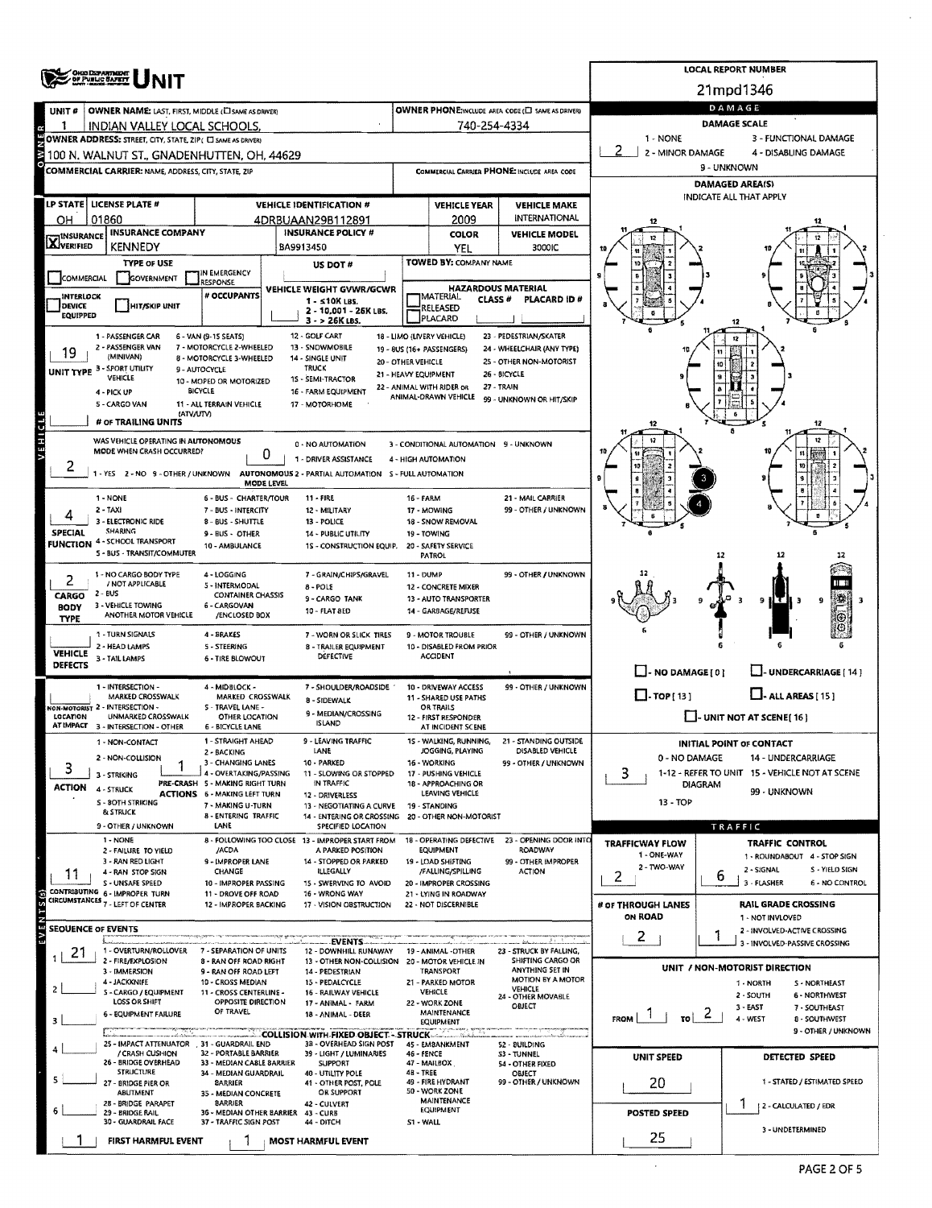# UNIT

**LOCAL REPORT NUMBER:** 21mpd1346

## OWNER

| Field | Value |
|---|---|
| UNIT # | 1 |
| OWNER NAME: LAST, FIRST, MIDDLE | INDIAN VALLEY LOCAL SCHOOLS, |
| OWNER PHONE | 740-254-4334 |
| OWNER ADDRESS: STREET, CITY, STATE, ZIP | 100 N. WALNUT ST., GNADENHUTTEN, OH, 44629 |
| COMMERCIAL CARRIER: NAME, ADDRESS, CITY, STATE, ZIP | |
| COMMERCIAL CARRIER PHONE | |

## DAMAGE

DAMAGE SCALE: 2

1 - NONE; 2 - MINOR DAMAGE; 3 - FUNCTIONAL DAMAGE; 4 - DISABLING DAMAGE; 9 - UNKNOWN

DAMAGED AREA(S) (INDICATE ALL THAT APPLY): 3, 4

## VEHICLE

| Field | Value |
|---|---|
| LP STATE | OH |
| LICENSE PLATE # | 01860 |
| VEHICLE IDENTIFICATION # | 4DRBUAAN29B112891 |
| VEHICLE YEAR | 2009 |
| VEHICLE MAKE | INTERNATIONAL |
| INSURANCE VERIFIED | X |
| INSURANCE COMPANY | KENNEDY |
| INSURANCE POLICY # | BA9913450 |
| COLOR | YEL |
| VEHICLE MODEL | 3000IC |
| TYPE OF USE | |
| US DOT # | |
| TOWED BY: COMPANY NAME | |
| # OCCUPANTS | |
| VEHICLE WEIGHT GVWR/GCWR | |
| HAZARDOUS MATERIAL | |
| UNIT TYPE | 19 |
| # OF TRAILING UNITS | |
| WAS VEHICLE OPERATING IN AUTONOMOUS MODE WHEN CRASH OCCURRED? | 2 |
| AUTONOMOUS MODE LEVEL | 0 |
| SPECIAL FUNCTION | 4 |
| CARGO BODY TYPE | 2 |
| VEHICLE DEFECTS | |

Unit Type: 1 - PASSENGER CAR; 2 - PASSENGER VAN (MINIVAN); 3 - SPORT UTILITY VEHICLE; 4 - PICK UP; 5 - CARGO VAN; 6 - VAN (9-15 SEATS); 7 - MOTORCYCLE 2-WHEELED; 8 - MOTORCYCLE 3-WHEELED; 9 - AUTOCYCLE; 10 - MOPED OR MOTORIZED BICYCLE; 11 - ALL TERRAIN VEHICLE (ATV/UTV); 12 - GOLF CART; 13 - SNOWMOBILE; 14 - SINGLE UNIT TRUCK; 15 - SEMI-TRACTOR; 16 - FARM EQUIPMENT; 17 - MOTORHOME; 18 - LIMO (LIVERY VEHICLE); 19 - BUS (16+ PASSENGERS); 20 - OTHER VEHICLE; 21 - HEAVY EQUIPMENT; 22 - ANIMAL WITH RIDER OR ANIMAL-DRAWN VEHICLE; 23 - PEDESTRIAN/SKATER; 24 - WHEELCHAIR (ANY TYPE); 25 - OTHER NON-MOTORIST; 26 - BICYCLE; 27 - TRAIN; 99 - UNKNOWN OR HIT/SKIP

Autonomous: 1 - YES; 2 - NO; 9 - OTHER / UNKNOWN. Mode Level: 0 - NO AUTOMATION; 1 - DRIVER ASSISTANCE; 2 - PARTIAL AUTOMATION; 3 - CONDITIONAL AUTOMATION; 4 - HIGH AUTOMATION; 5 - FULL AUTOMATION; 9 - UNKNOWN

Special Function: 1 - NONE; 2 - TAXI; 3 - ELECTRONIC RIDE SHARING; 4 - SCHOOL TRANSPORT; 5 - BUS - TRANSIT/COMMUTER; 6 - BUS - CHARTER/TOUR; 7 - BUS - INTERCITY; 8 - BUS - SHUTTLE; 9 - BUS - OTHER; 10 - AMBULANCE; 11 - FIRE; 12 - MILITARY; 13 - POLICE; 14 - PUBLIC UTILITY; 15 - CONSTRUCTION EQUIP.; 16 - FARM; 17 - MOWING; 18 - SNOW REMOVAL; 19 - TOWING; 20 - SAFETY SERVICE PATROL; 21 - MAIL CARRIER; 99 - OTHER / UNKNOWN

Cargo Body Type: 1 - NO CARGO BODY TYPE / NOT APPLICABLE; 2 - BUS; 3 - VEHICLE TOWING ANOTHER MOTOR VEHICLE; 4 - LOGGING; 5 - INTERMODAL CONTAINER CHASSIS; 6 - CARGOVAN /ENCLOSED BOX; 7 - GRAIN/CHIPS/GRAVEL; 8 - POLE; 9 - CARGO TANK; 10 - FLAT BED; 11 - DUMP; 12 - CONCRETE MIXER; 13 - AUTO TRANSPORTER; 14 - GARBAGE/REFUSE; 99 - OTHER / UNKNOWN

Vehicle Defects: 1 - TURN SIGNALS; 2 - HEAD LAMPS; 3 - TAIL LAMPS; 4 - BRAKES; 5 - STEERING; 6 - TIRE BLOWOUT; 7 - WORN OR SLICK TIRES; 8 - TRAILER EQUIPMENT DEFECTIVE; 9 - MOTOR TROUBLE; 10 - DISABLED FROM PRIOR ACCIDENT; 99 - OTHER / UNKNOWN

☐ NO DAMAGE [0] ☐ UNDERCARRIAGE [14] ☐ TOP [13] ☐ ALL AREAS [15] ☐ UNIT NOT AT SCENE [16]

| Field | Value |
|---|---|
| NON-MOTORIST LOCATION AT IMPACT | |
| ACTION | 3 |
| PRE-CRASH ACTIONS | 1 |
| CONTRIBUTING CIRCUMSTANCES | 11 |

Non-Motorist Location at Impact: 1 - INTERSECTION - MARKED CROSSWALK; 2 - INTERSECTION - UNMARKED CROSSWALK; 3 - INTERSECTION - OTHER; 4 - MIDBLOCK - MARKED CROSSWALK; 5 - TRAVEL LANE - OTHER LOCATION; 6 - BICYCLE LANE; 7 - SHOULDER/ROADSIDE; 8 - SIDEWALK; 9 - MEDIAN/CROSSING ISLAND; 10 - DRIVEWAY ACCESS; 11 - SHARED USE PATHS OR TRAILS; 12 - FIRST RESPONDER AT INCIDENT SCENE; 99 - OTHER / UNKNOWN

Action: 1 - NON-CONTACT; 2 - NON-COLLISION; 3 - STRIKING; 4 - STRUCK; 5 - BOTH STRIKING & STRUCK; 9 - OTHER / UNKNOWN

Pre-Crash Actions: 1 - STRAIGHT AHEAD; 2 - BACKING; 3 - CHANGING LANES; 4 - OVERTAKING/PASSING; 5 - MAKING RIGHT TURN; 6 - MAKING LEFT TURN; 7 - MAKING U-TURN; 8 - ENTERING TRAFFIC LANE; 9 - LEAVING TRAFFIC LANE; 10 - PARKED; 11 - SLOWING OR STOPPED IN TRAFFIC; 12 - DRIVERLESS; 13 - NEGOTIATING A CURVE; 14 - ENTERING OR CROSSING SPECIFIED LOCATION; 15 - WALKING, RUNNING, JOGGING, PLAYING; 16 - WORKING; 17 - PUSHING VEHICLE; 18 - APPROACHING OR LEAVING VEHICLE; 19 - STANDING; 20 - OTHER NON-MOTORIST; 21 - STANDING OUTSIDE DISABLED VEHICLE; 99 - OTHER / UNKNOWN

Contributing Circumstances: 1 - NONE; 2 - FAILURE TO YIELD; 3 - RAN RED LIGHT; 4 - RAN STOP SIGN; 5 - UNSAFE SPEED; 6 - IMPROPER TURN; 7 - LEFT OF CENTER; 8 - FOLLOWING TOO CLOSE /ACDA; 9 - IMPROPER LANE CHANGE; 10 - IMPROPER PASSING; 11 - DROVE OFF ROAD; 12 - IMPROPER BACKING; 13 - IMPROPER START FROM A PARKED POSITION; 14 - STOPPED OR PARKED ILLEGALLY; 15 - SWERVING TO AVOID; 16 - WRONG WAY; 17 - VISION OBSTRUCTION; 18 - OPERATING DEFECTIVE EQUIPMENT; 19 - LOAD SHIFTING /FALLING/SPILLING; 20 - IMPROPER CROSSING; 21 - LYING IN ROADWAY; 22 - NOT DISCERNIBLE; 23 - OPENING DOOR INTO ROADWAY; 99 - OTHER IMPROPER ACTION

INITIAL POINT OF CONTACT: 3

0 - NO DAMAGE; 1-12 - REFER TO UNIT DIAGRAM; 13 - TOP; 14 - UNDERCARRIAGE; 15 - VEHICLE NOT AT SCENE; 99 - UNKNOWN

## EVENTS

### SEQUENCE OF EVENTS

| # | Event |
|---|---|
| 1 | 21 |
| 2 | |
| 3 | |
| 4 | |
| 5 | |
| 6 | |

FIRST HARMFUL EVENT: 1 — MOST HARMFUL EVENT: 1

Events: 1 - OVERTURN/ROLLOVER; 2 - FIRE/EXPLOSION; 3 - IMMERSION; 4 - JACKKNIFE; 5 - CARGO / EQUIPMENT LOSS OR SHIFT; 6 - EQUIPMENT FAILURE; 7 - SEPARATION OF UNITS; 8 - RAN OFF ROAD RIGHT; 9 - RAN OFF ROAD LEFT; 10 - CROSS MEDIAN; 11 - CROSS CENTERLINE - OPPOSITE DIRECTION OF TRAVEL; 12 - DOWNHILL RUNAWAY; 13 - OTHER NON-COLLISION; 14 - PEDESTRIAN; 15 - PEDALCYCLE; 16 - RAILWAY VEHICLE; 17 - ANIMAL - FARM; 18 - ANIMAL - DEER; 19 - ANIMAL -OTHER; 20 - MOTOR VEHICLE IN TRANSPORT; 21 - PARKED MOTOR VEHICLE; 22 - WORK ZONE MAINTENANCE EQUIPMENT; 23 - STRUCK BY FALLING, SHIFTING CARGO OR ANYTHING SET IN MOTION BY A MOTOR VEHICLE; 24 - OTHER MOVABLE OBJECT

Collision with Fixed Object - Struck: 25 - IMPACT ATTENUATOR / CRASH CUSHION; 26 - BRIDGE OVERHEAD STRUCTURE; 27 - BRIDGE PIER OR ABUTMENT; 28 - BRIDGE PARAPET; 29 - BRIDGE RAIL; 30 - GUARDRAIL FACE; 31 - GUARDRAIL END; 32 - PORTABLE BARRIER; 33 - MEDIAN CABLE BARRIER; 34 - MEDIAN GUARDRAIL BARRIER; 35 - MEDIAN CONCRETE BARRIER; 36 - MEDIAN OTHER BARRIER; 37 - TRAFFIC SIGN POST; 38 - OVERHEAD SIGN POST; 39 - LIGHT / LUMINARIES SUPPORT; 40 - UTILITY POLE; 41 - OTHER POST, POLE OR SUPPORT; 42 - CULVERT; 43 - CURB; 44 - DITCH; 45 - EMBANKMENT; 46 - FENCE; 47 - MAILBOX; 48 - TREE; 49 - FIRE HYDRANT; 50 - WORK ZONE MAINTENANCE EQUIPMENT; 51 - WALL; 52 - BUILDING; 53 - TUNNEL; 54 - OTHER FIXED OBJECT; 99 - OTHER / UNKNOWN

## TRAFFIC

| Field | Value |
|---|---|
| TRAFFICWAY FLOW | 2 |
| TRAFFIC CONTROL | 6 |
| # OF THROUGH LANES ON ROAD | 2 |
| RAIL GRADE CROSSING | 1 |
| UNIT / NON-MOTORIST DIRECTION | FROM 1 TO 2 |
| UNIT SPEED | 20 |
| POSTED SPEED | 25 |
| DETECTED SPEED | 1 |

Trafficway Flow: 1 - ONE-WAY; 2 - TWO-WAY

Traffic Control: 1 - ROUNDABOUT; 2 - SIGNAL; 3 - FLASHER; 4 - STOP SIGN; 5 - YIELD SIGN; 6 - NO CONTROL

Rail Grade Crossing: 1 - NOT INVLOVED; 2 - INVOLVED-ACTIVE CROSSING; 3 - INVOLVED-PASSIVE CROSSING

Direction: 1 - NORTH; 2 - SOUTH; 3 - EAST; 4 - WEST; 5 - NORTHEAST; 6 - NORTHWEST; 7 - SOUTHEAST; 8 - SOUTHWEST; 9 - OTHER / UNKNOWN

Detected Speed: 1 - STATED / ESTIMATED SPEED; 2 - CALCULATED / EDR; 3 - UNDETERMINED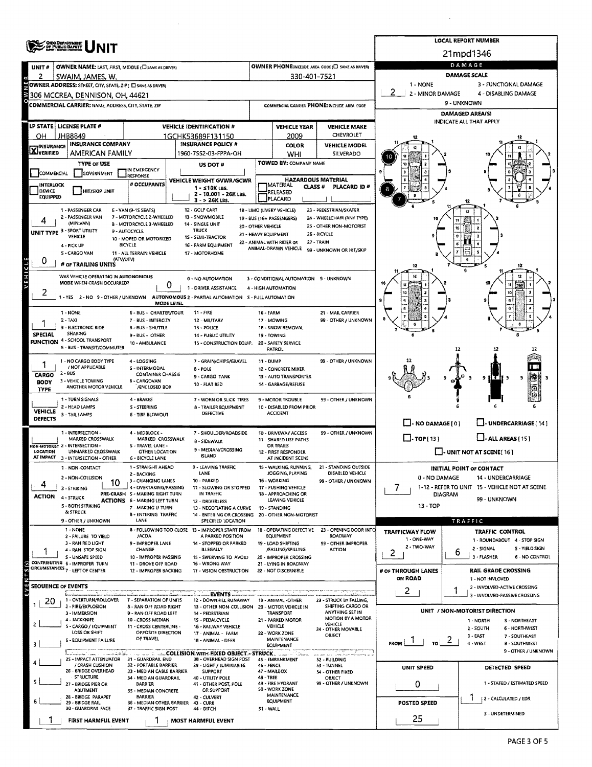# OHIO DEPARTMENT OF PUBLIC SAFETY — UNIT

**LOCAL REPORT NUMBER:** 21mpd1346

| Field | Value |
|---|---|
| UNIT # | 2 |
| OWNER NAME: LAST, FIRST, MIDDLE | SWAIM, JAMES, W. |
| OWNER PHONE | 330-401-7521 |
| OWNER ADDRESS: STREET, CITY, STATE, ZIP | 306 MCCREA, DENNISON, OH, 44621 |
| COMMERCIAL CARRIER: NAME, ADDRESS, CITY, STATE, ZIP | |
| COMMERCIAL CARRIER PHONE | |
| LP STATE | OH |
| LICENSE PLATE # | JHB8849 |
| VEHICLE IDENTIFICATION # | 1GCHK53689F131150 |
| VEHICLE YEAR | 2009 |
| VEHICLE MAKE | CHEVROLET |
| INSURANCE VERIFIED | X |
| INSURANCE COMPANY | AMERICAN FAMILY |
| INSURANCE POLICY # | 1960-7552-03-FPPA-OH |
| COLOR | WHI |
| VEHICLE MODEL | SILVERADO |
| TYPE OF USE | (COMMERCIAL / GOVERNMENT / IN EMERGENCY RESPONSE) |
| US DOT # | |
| TOWED BY: COMPANY NAME | |
| INTERLOCK DEVICE EQUIPPED / HIT/SKIP UNIT | |
| # OCCUPANTS | |
| VEHICLE WEIGHT GVWR/GCWR | 1 - ≤10K LBS. 2 - 10,001 - 26K LBS. 3 - > 26K LBS. |
| HAZARDOUS MATERIAL | MATERIAL CLASS # / RELEASED / PLACARD; PLACARD ID # |

## DAMAGE

DAMAGE SCALE: 1 - NONE; 2 - MINOR DAMAGE; 3 - FUNCTIONAL DAMAGE; 4 - DISABLING DAMAGE; 9 - UNKNOWN

**Damage Scale:** 2

DAMAGED AREA(S) — INDICATE ALL THAT APPLY: 7, 8, 10

☐ - NO DAMAGE [0] ☐ - UNDERCARRIAGE [14] ☐ - TOP [13] ☐ - ALL AREAS [15] ☐ - UNIT NOT AT SCENE [16]

## VEHICLE

**UNIT TYPE:** 4

1 - PASSENGER CAR; 2 - PASSENGER VAN (MINIVAN); 3 - SPORT UTILITY VEHICLE; 4 - PICK UP; 5 - CARGO VAN; 6 - VAN (9-15 SEATS); 7 - MOTORCYCLE 2-WHEELED; 8 - MOTORCYCLE 3-WHEELED; 9 - AUTOCYCLE; 10 - MOPED OR MOTORIZED BICYCLE; 11 - ALL TERRAIN VEHICLE (ATV/UTV); 12 - GOLF CART; 13 - SNOWMOBILE; 14 - SINGLE UNIT TRUCK; 15 - SEMI-TRACTOR; 16 - FARM EQUIPMENT; 17 - MOTORHOME; 18 - LIMO (LIVERY VEHICLE); 19 - BUS (16+ PASSENGERS); 20 - OTHER VEHICLE; 21 - HEAVY EQUIPMENT; 22 - ANIMAL WITH RIDER OR ANIMAL-DRAWN VEHICLE; 23 - PEDESTRIAN/SKATER; 24 - WHEELCHAIR (ANY TYPE); 25 - OTHER NON-MOTORIST; 26 - BICYCLE; 27 - TRAIN; 99 - UNKNOWN OR HIT/SKIP

**# OF TRAILING UNITS:** 0

**WAS VEHICLE OPERATING IN AUTONOMOUS MODE WHEN CRASH OCCURRED?** 2 (1 - YES 2 - NO 9 - OTHER / UNKNOWN)

**AUTONOMOUS MODE LEVEL:** 0 (0 - NO AUTOMATION; 1 - DRIVER ASSISTANCE; 2 - PARTIAL AUTOMATION; 3 - CONDITIONAL AUTOMATION; 4 - HIGH AUTOMATION; 5 - FULL AUTOMATION; 9 - UNKNOWN)

**SPECIAL FUNCTION:** 1

1 - NONE; 2 - TAXI; 3 - ELECTRONIC RIDE SHARING; 4 - SCHOOL TRANSPORT; 5 - BUS - TRANSIT/COMMUTER; 6 - BUS - CHARTER/TOUR; 7 - BUS - INTERCITY; 8 - BUS - SHUTTLE; 9 - BUS - OTHER; 10 - AMBULANCE; 11 - FIRE; 12 - MILITARY; 13 - POLICE; 14 - PUBLIC UTILITY; 15 - CONSTRUCTION EQUIP.; 16 - FARM; 17 - MOWING; 18 - SNOW REMOVAL; 19 - TOWING; 20 - SAFETY SERVICE PATROL; 21 - MAIL CARRIER; 99 - OTHER / UNKNOWN

**CARGO BODY TYPE:** 1

1 - NO CARGO BODY TYPE / NOT APPLICABLE; 2 - BUS; 3 - VEHICLE TOWING ANOTHER MOTOR VEHICLE; 4 - LOGGING; 5 - INTERMODAL CONTAINER CHASSIS; 6 - CARGOVAN /ENCLOSED BOX; 7 - GRAIN/CHIPS/GRAVEL; 8 - POLE; 9 - CARGO TANK; 10 - FLAT BED; 11 - DUMP; 12 - CONCRETE MIXER; 13 - AUTO TRANSPORTER; 14 - GARBAGE/REFUSE; 99 - OTHER / UNKNOWN

**VEHICLE DEFECTS:**

1 - TURN SIGNALS; 2 - HEAD LAMPS; 3 - TAIL LAMPS; 4 - BRAKES; 5 - STEERING; 6 - TIRE BLOWOUT; 7 - WORN OR SLICK TIRES; 8 - TRAILER EQUIPMENT DEFECTIVE; 9 - MOTOR TROUBLE; 10 - DISABLED FROM PRIOR ACCIDENT; 99 - OTHER / UNKNOWN

**NON-MOTORIST LOCATION AT IMPACT:**

1 - INTERSECTION - MARKED CROSSWALK; 2 - INTERSECTION - UNMARKED CROSSWALK; 3 - INTERSECTION - OTHER; 4 - MIDBLOCK - MARKED CROSSWALK; 5 - TRAVEL LANE - OTHER LOCATION; 6 - BICYCLE LANE; 7 - SHOULDER/ROADSIDE; 8 - SIDEWALK; 9 - MEDIAN/CROSSING ISLAND; 10 - DRIVEWAY ACCESS; 11 - SHARED USE PATHS OR TRAILS; 12 - FIRST RESPONDER AT INCIDENT SCENE; 99 - OTHER / UNKNOWN

**ACTION:** 4

1 - NON-CONTACT; 2 - NON-COLLISION; 3 - STRIKING; 4 - STRUCK; 5 - BOTH STRIKING & STRUCK; 9 - OTHER / UNKNOWN

**PRE-CRASH ACTIONS:** 10

1 - STRAIGHT AHEAD; 2 - BACKING; 3 - CHANGING LANES; 4 - OVERTAKING/PASSING; 5 - MAKING RIGHT TURN; 6 - MAKING LEFT TURN; 7 - MAKING U-TURN; 8 - ENTERING TRAFFIC LANE; 9 - LEAVING TRAFFIC LANE; 10 - PARKED; 11 - SLOWING OR STOPPED IN TRAFFIC; 12 - DRIVERLESS; 13 - NEGOTIATING A CURVE; 14 - ENTERING OR CROSSING SPECIFIED LOCATION; 15 - WALKING, RUNNING, JOGGING, PLAYING; 16 - WORKING; 17 - PUSHING VEHICLE; 18 - APPROACHING OR LEAVING VEHICLE; 19 - STANDING; 20 - OTHER NON-MOTORIST; 21 - STANDING OUTSIDE DISABLED VEHICLE; 99 - OTHER / UNKNOWN

**CONTRIBUTING CIRCUMSTANCES:** 1

1 - NONE; 2 - FAILURE TO YIELD; 3 - RAN RED LIGHT; 4 - RAN STOP SIGN; 5 - UNSAFE SPEED; 6 - IMPROPER TURN; 7 - LEFT OF CENTER; 8 - FOLLOWING TOO CLOSE /ACDA; 9 - IMPROPER LANE CHANGE; 10 - IMPROPER PASSING; 11 - DROVE OFF ROAD; 12 - IMPROPER BACKING; 13 - IMPROPER START FROM A PARKED POSITION; 14 - STOPPED OR PARKED ILLEGALLY; 15 - SWERVING TO AVOID; 16 - WRONG WAY; 17 - VISION OBSTRUCTION; 18 - OPERATING DEFECTIVE EQUIPMENT; 19 - LOAD SHIFTING /FALLING/SPILLING; 20 - IMPROPER CROSSING; 21 - LYING IN ROADWAY; 22 - NOT DISCERNIBLE; 23 - OPENING DOOR INTO ROADWAY; 99 - OTHER IMPROPER ACTION

## EVENTS

**SEQUENCE OF EVENTS:** 1: 20; 2: ; 3: ; 4: ; 5: ; 6:

1 - OVERTURN/ROLLOVER; 2 - FIRE/EXPLOSION; 3 - IMMERSION; 4 - JACKKNIFE; 5 - CARGO / EQUIPMENT LOSS OR SHIFT; 6 - EQUIPMENT FAILURE; 7 - SEPARATION OF UNITS; 8 - RAN OFF ROAD RIGHT; 9 - RAN OFF ROAD LEFT; 10 - CROSS MEDIAN; 11 - CROSS CENTERLINE - OPPOSITE DIRECTION OF TRAVEL; 12 - DOWNHILL RUNAWAY; 13 - OTHER NON COLLISION; 14 - PEDESTRIAN; 15 - PEDALCYCLE; 16 - RAILWAY VEHICLE; 17 - ANIMAL - FARM; 18 - ANIMAL - DEER; 19 - ANIMAL -OTHER; 20 - MOTOR VEHICLE IN TRANSPORT; 21 - PARKED MOTOR VEHICLE; 22 - WORK ZONE MAINTENANCE EQUIPMENT; 23 - STRUCK BY FALLING, SHIFTING CARGO OR ANYTHING SET IN MOTION BY A MOTOR VEHICLE; 24 - OTHER MOVABLE OBJECT

COLLISION WITH FIXED OBJECT - STRUCK: 25 - IMPACT ATTENUATOR / CRASH CUSHION; 26 - BRIDGE OVERHEAD STRUCTURE; 27 - BRIDGE PIER OR ABUTMENT; 28 - BRIDGE PARAPET; 29 - BRIDGE RAIL; 30 - GUARDRAIL FACE; 31 - GUARDRAIL END; 32 - PORTABLE BARRIER; 33 - MEDIAN CABLE BARRIER; 34 - MEDIAN GUARDRAIL BARRIER; 35 - MEDIAN CONCRETE BARRIER; 36 - MEDIAN OTHER BARRIER; 37 - TRAFFIC SIGN POST; 38 - OVERHEAD SIGN POST; 39 - LIGHT / LUMINARIES SUPPORT; 40 - UTILITY POLE; 41 - OTHER POST, POLE OR SUPPORT; 42 - CULVERT; 43 - CURB; 44 - DITCH; 45 - EMBANKMENT; 46 - FENCE; 47 - MAILBOX; 48 - TREE; 49 - FIRE HYDRANT; 50 - WORK ZONE MAINTENANCE EQUIPMENT; 51 - WALL; 52 - BUILDING; 53 - TUNNEL; 54 - OTHER FIXED OBJECT; 99 - OTHER / UNKNOWN

**FIRST HARMFUL EVENT:** 1 **MOST HARMFUL EVENT:** 1

## INITIAL POINT OF CONTACT

**Initial Point of Contact:** 7

0 - NO DAMAGE; 1-12 - REFER TO UNIT DIAGRAM; 13 - TOP; 14 - UNDERCARRIAGE; 15 - VEHICLE NOT AT SCENE; 99 - UNKNOWN

## TRAFFIC

**TRAFFICWAY FLOW:** 2 (1 - ONE-WAY; 2 - TWO-WAY)

**TRAFFIC CONTROL:** 6 (1 - ROUNDABOUT; 2 - SIGNAL; 3 - FLASHER; 4 - STOP SIGN; 5 - YIELD SIGN; 6 - NO CONTROL)

**# OF THROUGH LANES ON ROAD:** 2

**RAIL GRADE CROSSING:** 1 (1 - NOT INVOLVED; 2 - INVOLVED-ACTIVE CROSSING; 3 - INVOLVED-PASSIVE CROSSING)

**UNIT / NON-MOTORIST DIRECTION:** FROM 1 TO 2

1 - NORTH; 2 - SOUTH; 3 - EAST; 4 - WEST; 5 - NORTHEAST; 6 - NORTHWEST; 7 - SOUTHEAST; 8 - SOUTHWEST; 9 - OTHER / UNKNOWN

**UNIT SPEED:** 0

**POSTED SPEED:** 25

**DETECTED SPEED:** 1 (1 - STATED / ESTIMATED SPEED; 2 - CALCULATED / EDR; 3 - UNDETERMINED)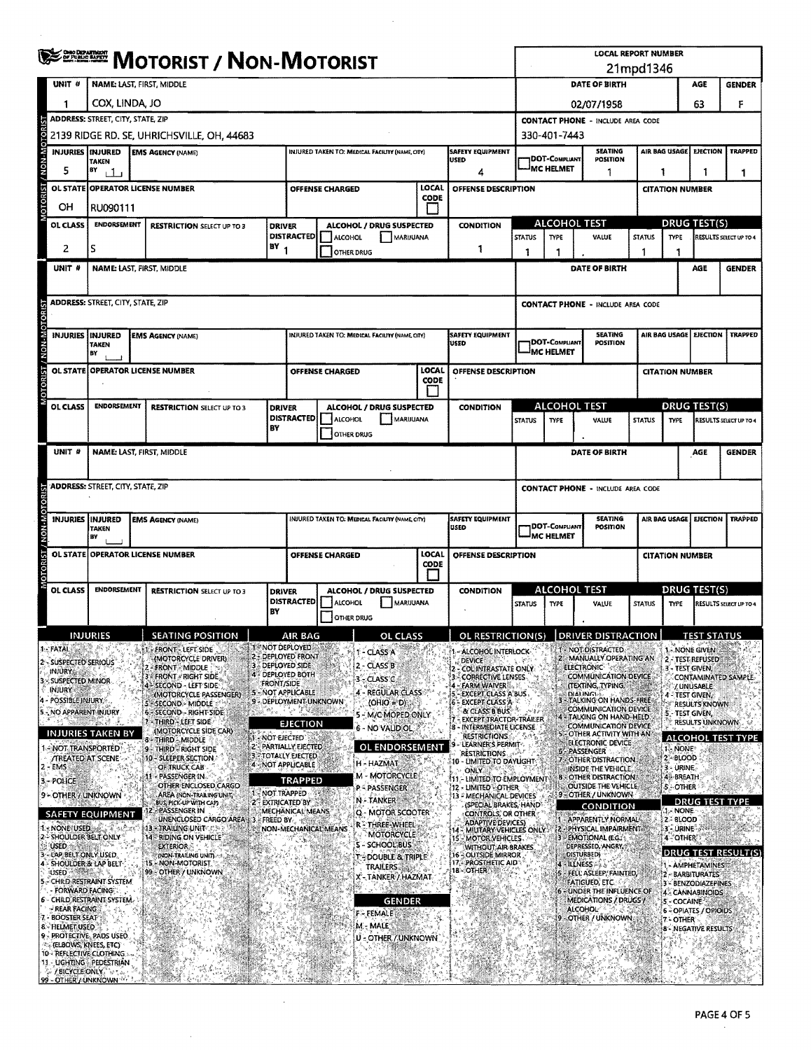# MOTORIST / NON-MOTORIST

**LOCAL REPORT NUMBER:** 21mpd1346

## Unit 1

| UNIT # | NAME: LAST, FIRST, MIDDLE | DATE OF BIRTH | AGE | GENDER |
|---|---|---|---|---|
| 1 | COX, LINDA, JO | 02/07/1958 | 63 | F |

| ADDRESS: STREET, CITY, STATE, ZIP | CONTACT PHONE - INCLUDE AREA CODE |
|---|---|
| 2139 RIDGE RD. SE, UHRICHSVILLE, OH, 44683 | 330-401-7443 |

| INJURIES | INJURED TAKEN BY | EMS AGENCY (NAME) | INJURED TAKEN TO: MEDICAL FACILITY (NAME, CITY) | SAFETY EQUIPMENT USED | DOT-COMPLIANT MC HELMET | SEATING POSITION | AIR BAG USAGE | EJECTION | TRAPPED |
|---|---|---|---|---|---|---|---|---|---|
| 5 | 1 | | | 4 | | 1 | 1 | 1 | 1 |

| OL STATE | OPERATOR LICENSE NUMBER | OFFENSE CHARGED | LOCAL CODE | OFFENSE DESCRIPTION | CITATION NUMBER |
|---|---|---|---|---|---|
| OH | RU090111 | | | | |

| OL CLASS | ENDORSEMENT | RESTRICTION SELECT UP TO 3 | DRIVER DISTRACTED BY | ALCOHOL / DRUG SUSPECTED | CONDITION | ALCOHOL TEST STATUS | ALCOHOL TEST TYPE | ALCOHOL TEST VALUE | DRUG TEST STATUS | DRUG TEST TYPE | DRUG TEST RESULTS SELECT UP TO 4 |
|---|---|---|---|---|---|---|---|---|---|---|---|
| 2 | S | | 1 | ☐ ALCOHOL ☐ MARIJUANA ☐ OTHER DRUG | 1 | 1 | 1 | . | 1 | 1 | |

## Unit (blank)

| UNIT # | NAME: LAST, FIRST, MIDDLE | DATE OF BIRTH | AGE | GENDER |
|---|---|---|---|---|
| | | | | |

| ADDRESS: STREET, CITY, STATE, ZIP | CONTACT PHONE - INCLUDE AREA CODE |
|---|---|
| | |

| INJURIES | INJURED TAKEN BY | EMS AGENCY (NAME) | INJURED TAKEN TO: MEDICAL FACILITY (NAME, CITY) | SAFETY EQUIPMENT USED | DOT-COMPLIANT MC HELMET | SEATING POSITION | AIR BAG USAGE | EJECTION | TRAPPED |
|---|---|---|---|---|---|---|---|---|---|
| | | | | | | | | | |

| OL STATE | OPERATOR LICENSE NUMBER | OFFENSE CHARGED | LOCAL CODE | OFFENSE DESCRIPTION | CITATION NUMBER |
|---|---|---|---|---|---|
| | | | | | |

| OL CLASS | ENDORSEMENT | RESTRICTION SELECT UP TO 3 | DRIVER DISTRACTED BY | ALCOHOL / DRUG SUSPECTED | CONDITION | ALCOHOL TEST STATUS | ALCOHOL TEST TYPE | ALCOHOL TEST VALUE | DRUG TEST STATUS | DRUG TEST TYPE | DRUG TEST RESULTS SELECT UP TO 4 |
|---|---|---|---|---|---|---|---|---|---|---|---|
| | | | | ☐ ALCOHOL ☐ MARIJUANA ☐ OTHER DRUG | | | | . | | | |

## Unit (blank)

| UNIT # | NAME: LAST, FIRST, MIDDLE | DATE OF BIRTH | AGE | GENDER |
|---|---|---|---|---|
| | | | | |

| ADDRESS: STREET, CITY, STATE, ZIP | CONTACT PHONE - INCLUDE AREA CODE |
|---|---|
| | |

| INJURIES | INJURED TAKEN BY | EMS AGENCY (NAME) | INJURED TAKEN TO: MEDICAL FACILITY (NAME, CITY) | SAFETY EQUIPMENT USED | DOT-COMPLIANT MC HELMET | SEATING POSITION | AIR BAG USAGE | EJECTION | TRAPPED |
|---|---|---|---|---|---|---|---|---|---|
| | | | | | | | | | |

| OL STATE | OPERATOR LICENSE NUMBER | OFFENSE CHARGED | LOCAL CODE | OFFENSE DESCRIPTION | CITATION NUMBER |
|---|---|---|---|---|---|
| | | | | | |

| OL CLASS | ENDORSEMENT | RESTRICTION SELECT UP TO 3 | DRIVER DISTRACTED BY | ALCOHOL / DRUG SUSPECTED | CONDITION | ALCOHOL TEST STATUS | ALCOHOL TEST TYPE | ALCOHOL TEST VALUE | DRUG TEST STATUS | DRUG TEST TYPE | DRUG TEST RESULTS SELECT UP TO 4 |
|---|---|---|---|---|---|---|---|---|---|---|---|
| | | | | ☐ ALCOHOL ☐ MARIJUANA ☐ OTHER DRUG | | | | . | | | |

## Code Legend

**INJURIES**
1 - FATAL
2 - SUSPECTED SERIOUS INJURY
3 - SUSPECTED MINOR INJURY
4 - POSSIBLE INJURY
5 - NO APPARENT INJURY

**INJURIES TAKEN BY**
1 - NOT TRANSPORTED /TREATED AT SCENE
2 - EMS
3 - POLICE
9 - OTHER / UNKNOWN

**SAFETY EQUIPMENT**
1 - NONE USED
2 - SHOULDER BELT ONLY USED
3 - LAP BELT ONLY USED
4 - SHOULDER & LAP BELT USED
5 - CHILD RESTRAINT SYSTEM - FORWARD FACING
6 - CHILD RESTRAINT SYSTEM - REAR FACING
7 - BOOSTER SEAT
8 - HELMET USED
9 - PROTECTIVE PADS USED (ELBOWS, KNEES, ETC)
10 - REFLECTIVE CLOTHING
11 - LIGHTING - PEDESTRIAN / BICYCLE ONLY
99 - OTHER / UNKNOWN

**SEATING POSITION**
1 - FRONT - LEFT SIDE (MOTORCYCLE DRIVER)
2 - FRONT - MIDDLE
3 - FRONT - RIGHT SIDE
4 - SECOND - LEFT SIDE (MOTORCYCLE PASSENGER)
5 - SECOND - MIDDLE
6 - SECOND - RIGHT SIDE
7 - THIRD - LEFT SIDE (MOTORCYCLE SIDE CAR)
8 - THIRD - MIDDLE
9 - THIRD - RIGHT SIDE
10 - SLEEPER SECTION OF TRUCK CAB
11 - PASSENGER IN OTHER ENCLOSED CARGO AREA (NON-TRAILING UNIT, BUS, PICK-UP WITH CAP)
12 - PASSENGER IN UNENCLOSED CARGO AREA
13 - TRAILING UNIT
14 - RIDING ON VEHICLE EXTERIOR (NON-TRAILING UNIT)
15 - NON-MOTORIST
99 - OTHER / UNKNOWN

**AIR BAG**
1 - NOT DEPLOYED
2 - DEPLOYED FRONT
3 - DEPLOYED SIDE
4 - DEPLOYED BOTH FRONT/SIDE
5 - NOT APPLICABLE
9 - DEPLOYMENT UNKNOWN

**EJECTION**
1 - NOT EJECTED
2 - PARTIALLY EJECTED
3 - TOTALLY EJECTED
4 - NOT APPLICABLE

**TRAPPED**
1 - NOT TRAPPED
2 - EXTRICATED BY MECHANICAL MEANS
3 - FREED BY NON-MECHANICAL MEANS

**OL CLASS**
1 - CLASS A
2 - CLASS B
3 - CLASS C
4 - REGULAR CLASS (OHIO = D)
5 - M/C MOPED ONLY
6 - NO VALID OL

**OL ENDORSEMENT**
H - HAZMAT
M - MOTORCYCLE
P - PASSENGER
N - TANKER
Q - MOTOR SCOOTER
R - THREE-WHEEL MOTORCYCLE
S - SCHOOL BUS
T - DOUBLE & TRIPLE TRAILERS
X - TANKER / HAZMAT

**GENDER**
F - FEMALE
M - MALE
U - OTHER / UNKNOWN

**OL RESTRICTION(S)**
1 - ALCOHOL INTERLOCK DEVICE
2 - CDL INTRASTATE ONLY
3 - CORRECTIVE LENSES
4 - FARM WAIVER
5 - EXCEPT CLASS A BUS
6 - EXCEPT CLASS A & CLASS B BUS
7 - EXCEPT TRACTOR-TRAILER
8 - INTERMEDIATE LICENSE RESTRICTIONS
9 - LEARNER'S PERMIT RESTRICTIONS
10 - LIMITED TO DAYLIGHT ONLY
11 - LIMITED TO EMPLOYMENT
12 - LIMITED - OTHER
13 - MECHANICAL DEVICES (SPECIAL BRAKES, HAND CONTROLS, OR OTHER ADAPTIVE DEVICES)
14 - MILITARY VEHICLES ONLY
15 - MOTOR VEHICLES WITHOUT AIR BRAKES
16 - OUTSIDE MIRROR
17 - PROSTHETIC AID
18 - OTHER

**DRIVER DISTRACTION**
1 - NOT DISTRACTED
2 - MANUALLY OPERATING AN ELECTRONIC COMMUNICATION DEVICE (TEXTING, TYPING, DIALING)
3 - TALKING ON HANDS-FREE COMMUNICATION DEVICE
4 - TALKING ON HAND-HELD COMMUNICATION DEVICE
5 - OTHER ACTIVITY WITH AN ELECTRONIC DEVICE
6 - PASSENGER
7 - OTHER DISTRACTION INSIDE THE VEHICLE
8 - OTHER DISTRACTION OUTSIDE THE VEHICLE
9 - OTHER / UNKNOWN

**CONDITION**
1 - APPARENTLY NORMAL
2 - PHYSICAL IMPAIRMENT
3 - EMOTIONAL (E.G., DEPRESSED, ANGRY, DISTURBED)
4 - ILLNESS
5 - FELL ASLEEP, FAINTED, FATIGUED, ETC.
6 - UNDER THE INFLUENCE OF MEDICATIONS / DRUGS / ALCOHOL
9 - OTHER / UNKNOWN

**TEST STATUS**
1 - NONE GIVEN
2 - TEST REFUSED
3 - TEST GIVEN, CONTAMINATED SAMPLE / UNUSABLE
4 - TEST GIVEN, RESULTS KNOWN
5 - TEST GIVEN, RESULTS UNKNOWN

**ALCOHOL TEST TYPE**
1 - NONE
2 - BLOOD
3 - URINE
4 - BREATH
5 - OTHER

**DRUG TEST TYPE**
1 - NONE
2 - BLOOD
3 - URINE
4 - OTHER

**DRUG TEST RESULT(S)**
1 - AMPHETAMINES
2 - BARBITURATES
3 - BENZODIAZEPINES
4 - CANNABINOIDS
5 - COCAINE
6 - OPIATES / OPIOIDS
7 - OTHER
8 - NEGATIVE RESULTS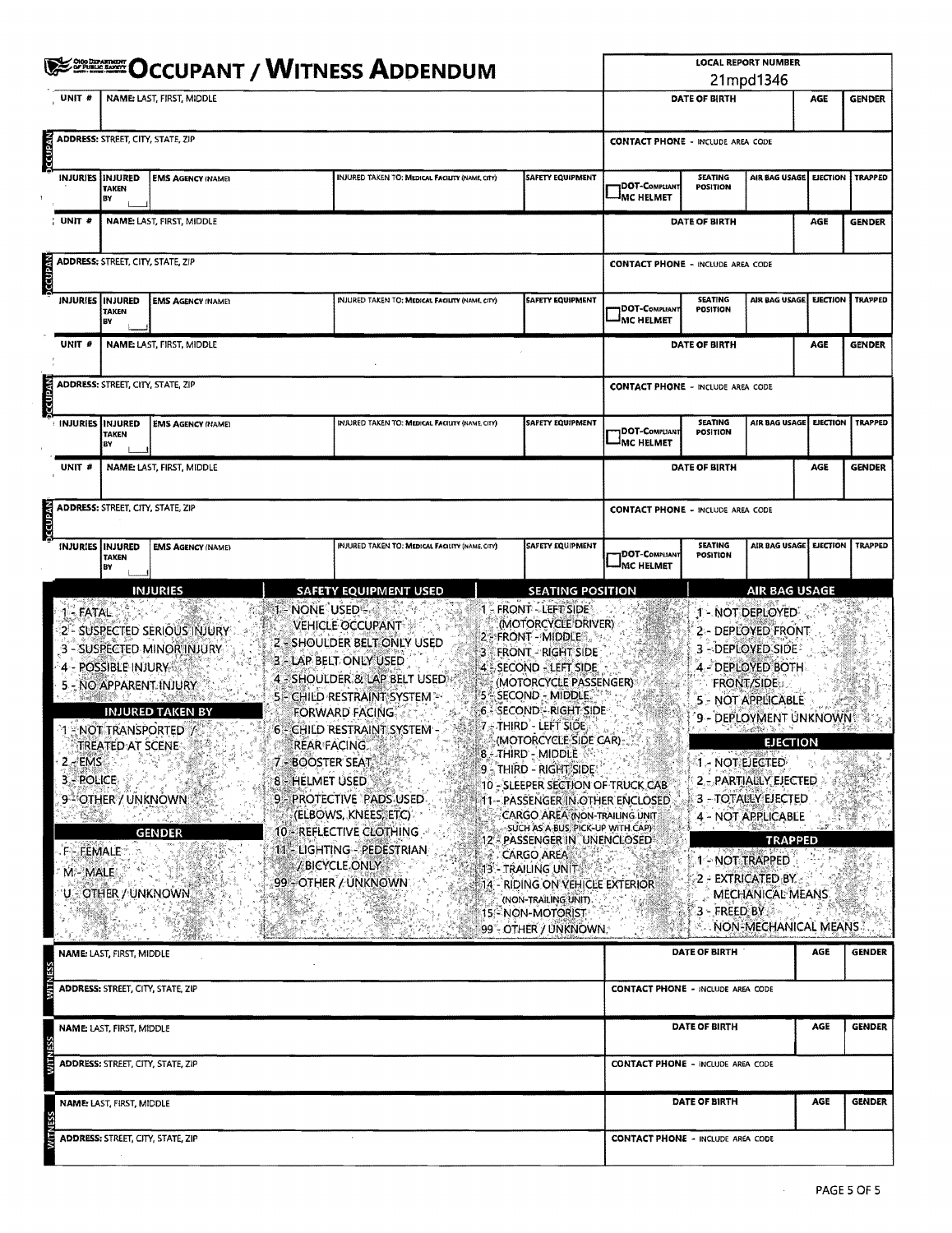# OCCUPANT / WITNESS ADDENDUM

**LOCAL REPORT NUMBER**
21mpd1346

## OCCUPANT

| UNIT # | NAME: LAST, FIRST, MIDDLE | | | | DATE OF BIRTH | | AGE | GENDER |
|---|---|---|---|---|---|---|---|---|
| | | | | | | | | |
| ADDRESS: STREET, CITY, STATE, ZIP | | | | | CONTACT PHONE - INCLUDE AREA CODE | | | |
| | | | | | | | | |
| INJURIES | INJURED TAKEN BY | EMS AGENCY (NAME) | INJURED TAKEN TO: MEDICAL FACILITY (NAME, CITY) | SAFETY EQUIPMENT | DOT-COMPLIANT MC HELMET | SEATING POSITION | AIR BAG USAGE | EJECTION | TRAPPED |

## OCCUPANT

| UNIT # | NAME: LAST, FIRST, MIDDLE | | | | DATE OF BIRTH | | AGE | GENDER |
|---|---|---|---|---|---|---|---|---|
| | | | | | | | | |
| ADDRESS: STREET, CITY, STATE, ZIP | | | | | CONTACT PHONE - INCLUDE AREA CODE | | | |
| | | | | | | | | |
| INJURIES | INJURED TAKEN BY | EMS AGENCY (NAME) | INJURED TAKEN TO: MEDICAL FACILITY (NAME, CITY) | SAFETY EQUIPMENT | DOT-COMPLIANT MC HELMET | SEATING POSITION | AIR BAG USAGE | EJECTION | TRAPPED |

## OCCUPANT

| UNIT # | NAME: LAST, FIRST, MIDDLE | | | | DATE OF BIRTH | | AGE | GENDER |
|---|---|---|---|---|---|---|---|---|
| | | | | | | | | |
| ADDRESS: STREET, CITY, STATE, ZIP | | | | | CONTACT PHONE - INCLUDE AREA CODE | | | |
| | | | | | | | | |
| INJURIES | INJURED TAKEN BY | EMS AGENCY (NAME) | INJURED TAKEN TO: MEDICAL FACILITY (NAME, CITY) | SAFETY EQUIPMENT | DOT-COMPLIANT MC HELMET | SEATING POSITION | AIR BAG USAGE | EJECTION | TRAPPED |

## OCCUPANT

| UNIT # | NAME: LAST, FIRST, MIDDLE | | | | DATE OF BIRTH | | AGE | GENDER |
|---|---|---|---|---|---|---|---|---|
| | | | | | | | | |
| ADDRESS: STREET, CITY, STATE, ZIP | | | | | CONTACT PHONE - INCLUDE AREA CODE | | | |
| | | | | | | | | |
| INJURIES | INJURED TAKEN BY | EMS AGENCY (NAME) | INJURED TAKEN TO: MEDICAL FACILITY (NAME, CITY) | SAFETY EQUIPMENT | DOT-COMPLIANT MC HELMET | SEATING POSITION | AIR BAG USAGE | EJECTION | TRAPPED |

### INJURIES
1 - FATAL
2 - SUSPECTED SERIOUS INJURY
3 - SUSPECTED MINOR INJURY
4 - POSSIBLE INJURY
5 - NO APPARENT INJURY

### INJURED TAKEN BY
1 - NOT TRANSPORTED / TREATED AT SCENE
2 - EMS
3 - POLICE
9 - OTHER / UNKNOWN

### GENDER
F - FEMALE
M - MALE
U - OTHER / UNKNOWN

### SAFETY EQUIPMENT USED
1 - NONE USED - VEHICLE OCCUPANT
2 - SHOULDER BELT ONLY USED
3 - LAP BELT ONLY USED
4 - SHOULDER & LAP BELT USED
5 - CHILD RESTRAINT SYSTEM - FORWARD FACING
6 - CHILD RESTRAINT SYSTEM - REAR FACING
7 - BOOSTER SEAT
8 - HELMET USED
9 - PROTECTIVE PADS USED (ELBOWS, KNEES, ETC)
10 - REFLECTIVE CLOTHING
11 - LIGHTING - PEDESTRIAN / BICYCLE ONLY
99 - OTHER / UNKNOWN

### SEATING POSITION
1 - FRONT - LEFT SIDE (MOTORCYCLE DRIVER)
2 - FRONT - MIDDLE
3 - FRONT - RIGHT SIDE
4 - SECOND - LEFT SIDE (MOTORCYCLE PASSENGER)
5 - SECOND - MIDDLE
6 - SECOND - RIGHT SIDE
7 - THIRD - LEFT SIDE (MOTORCYCLE SIDE CAR)
8 - THIRD - MIDDLE
9 - THIRD - RIGHT SIDE
10 - SLEEPER SECTION OF TRUCK CAB
11 - PASSENGER IN OTHER ENCLOSED CARGO AREA (NON-TRAILING UNIT SUCH AS A BUS, PICK-UP WITH CAP)
12 - PASSENGER IN UNENCLOSED CARGO AREA
13 - TRAILING UNIT
14 - RIDING ON VEHICLE EXTERIOR (NON-TRAILING UNIT)
15 - NON-MOTORIST
99 - OTHER / UNKNOWN

### AIR BAG USAGE
1 - NOT DEPLOYED
2 - DEPLOYED FRONT
3 - DEPLOYED SIDE
4 - DEPLOYED BOTH FRONT/SIDE
5 - NOT APPLICABLE
9 - DEPLOYMENT UNKNOWN

### EJECTION
1 - NOT EJECTED
2 - PARTIALLY EJECTED
3 - TOTALLY EJECTED
4 - NOT APPLICABLE

### TRAPPED
1 - NOT TRAPPED
2 - EXTRICATED BY MECHANICAL MEANS
3 - FREED BY NON-MECHANICAL MEANS

## WITNESS

| NAME: LAST, FIRST, MIDDLE | DATE OF BIRTH | AGE | GENDER |
|---|---|---|---|
| | | | |
| ADDRESS: STREET, CITY, STATE, ZIP | CONTACT PHONE - INCLUDE AREA CODE | | |
| | | | |

## WITNESS

| NAME: LAST, FIRST, MIDDLE | DATE OF BIRTH | AGE | GENDER |
|---|---|---|---|
| | | | |
| ADDRESS: STREET, CITY, STATE, ZIP | CONTACT PHONE - INCLUDE AREA CODE | | |
| | | | |

## WITNESS

| NAME: LAST, FIRST, MIDDLE | DATE OF BIRTH | AGE | GENDER |
|---|---|---|---|
| | | | |
| ADDRESS: STREET, CITY, STATE, ZIP | CONTACT PHONE - INCLUDE AREA CODE | | |
| | | | |